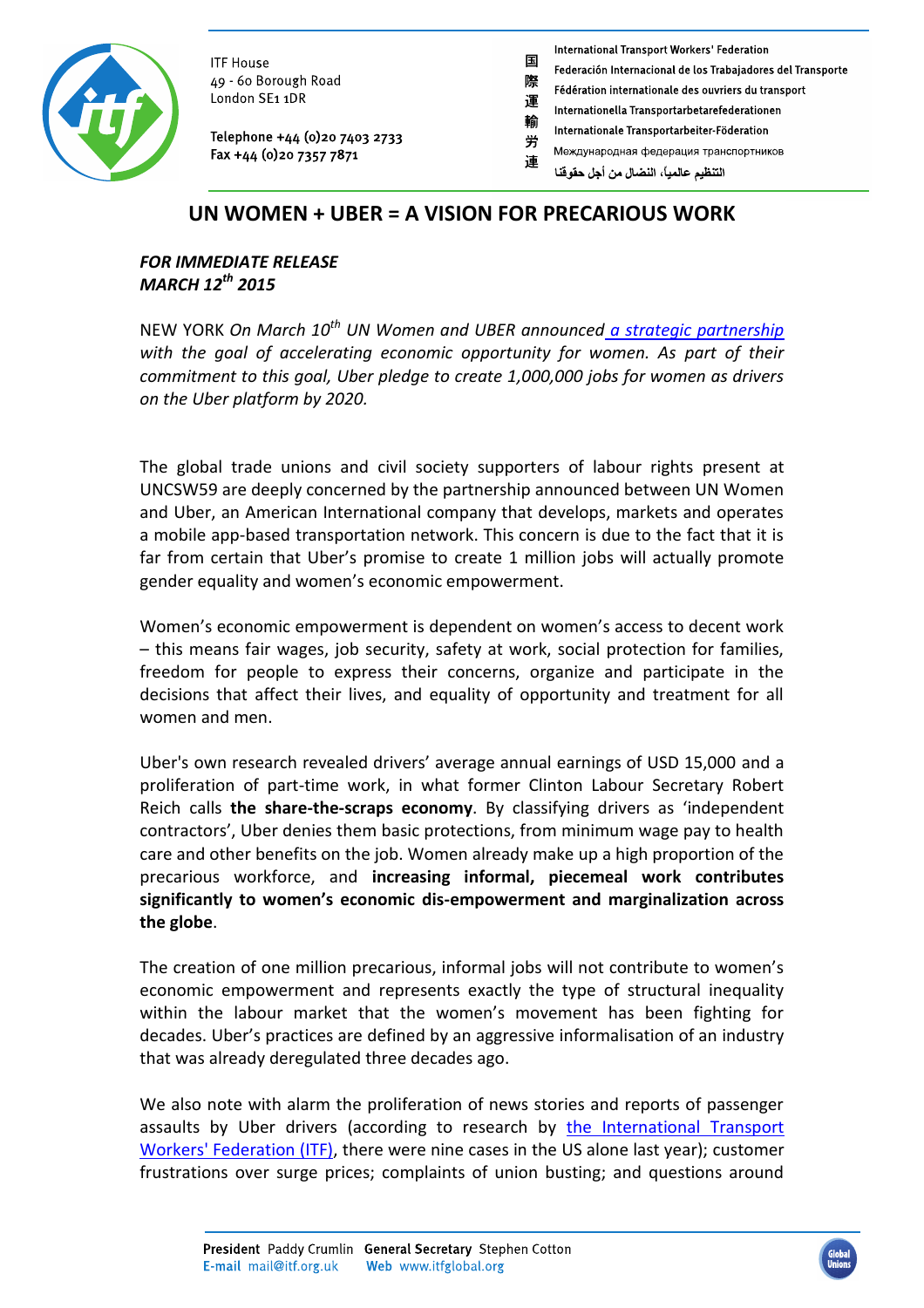ITF House
49 - 60 Borough Road
London SE1 1DR

Telephone +44 (0)20 7403 2733
Fax +44 (0)20 7357 7871

国際運輸労連

International Transport Workers' Federation
Federación Internacional de los Trabajadores del Transporte
Fédération internationale des ouvriers du transport
Internationella Transportarbetarefederationen
Internationale Transportarbeiter-Föderation
Международная федерация транспортников
التنظيم عالمياً، النضال من أجل حقوقنا

## UN WOMEN + UBER = A VISION FOR PRECARIOUS WORK

***FOR IMMEDIATE RELEASE***
***MARCH 12th 2015***

NEW YORK *On March 10th UN Women and UBER announced a strategic partnership with the goal of accelerating economic opportunity for women. As part of their commitment to this goal, Uber pledge to create 1,000,000 jobs for women as drivers on the Uber platform by 2020.*

The global trade unions and civil society supporters of labour rights present at UNCSW59 are deeply concerned by the partnership announced between UN Women and Uber, an American International company that develops, markets and operates a mobile app-based transportation network. This concern is due to the fact that it is far from certain that Uber's promise to create 1 million jobs will actually promote gender equality and women's economic empowerment.

Women's economic empowerment is dependent on women's access to decent work – this means fair wages, job security, safety at work, social protection for families, freedom for people to express their concerns, organize and participate in the decisions that affect their lives, and equality of opportunity and treatment for all women and men.

Uber's own research revealed drivers' average annual earnings of USD 15,000 and a proliferation of part-time work, in what former Clinton Labour Secretary Robert Reich calls **the share-the-scraps economy**. By classifying drivers as 'independent contractors', Uber denies them basic protections, from minimum wage pay to health care and other benefits on the job. Women already make up a high proportion of the precarious workforce, and **increasing informal, piecemeal work contributes significantly to women's economic dis-empowerment and marginalization across the globe**.

The creation of one million precarious, informal jobs will not contribute to women's economic empowerment and represents exactly the type of structural inequality within the labour market that the women's movement has been fighting for decades. Uber's practices are defined by an aggressive informalisation of an industry that was already deregulated three decades ago.

We also note with alarm the proliferation of news stories and reports of passenger assaults by Uber drivers (according to research by the International Transport Workers' Federation (ITF), there were nine cases in the US alone last year); customer frustrations over surge prices; complaints of union busting; and questions around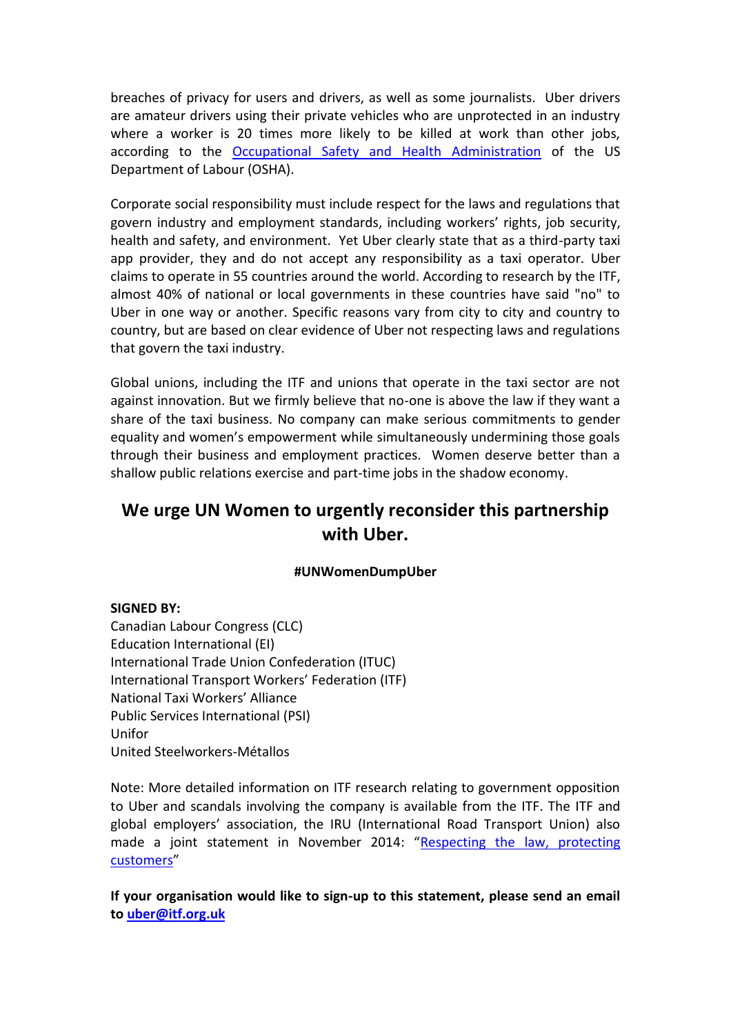breaches of privacy for users and drivers, as well as some journalists. Uber drivers are amateur drivers using their private vehicles who are unprotected in an industry where a worker is 20 times more likely to be killed at work than other jobs, according to the [Occupational Safety and Health Administration]() of the US Department of Labour (OSHA).

Corporate social responsibility must include respect for the laws and regulations that govern industry and employment standards, including workers' rights, job security, health and safety, and environment. Yet Uber clearly state that as a third-party taxi app provider, they and do not accept any responsibility as a taxi operator. Uber claims to operate in 55 countries around the world. According to research by the ITF, almost 40% of national or local governments in these countries have said "no" to Uber in one way or another. Specific reasons vary from city to city and country to country, but are based on clear evidence of Uber not respecting laws and regulations that govern the taxi industry.

Global unions, including the ITF and unions that operate in the taxi sector are not against innovation. But we firmly believe that no-one is above the law if they want a share of the taxi business. No company can make serious commitments to gender equality and women's empowerment while simultaneously undermining those goals through their business and employment practices. Women deserve better than a shallow public relations exercise and part-time jobs in the shadow economy.

## We urge UN Women to urgently reconsider this partnership with Uber.

**#UNWomenDumpUber**

**SIGNED BY:**
Canadian Labour Congress (CLC)
Education International (EI)
International Trade Union Confederation (ITUC)
International Transport Workers' Federation (ITF)
National Taxi Workers' Alliance
Public Services International (PSI)
Unifor
United Steelworkers-Métallos

Note: More detailed information on ITF research relating to government opposition to Uber and scandals involving the company is available from the ITF. The ITF and global employers' association, the IRU (International Road Transport Union) also made a joint statement in November 2014: "[Respecting the law, protecting customers]()"

**If your organisation would like to sign-up to this statement, please send an email to [uber@itf.org.uk](mailto:uber@itf.org.uk)**